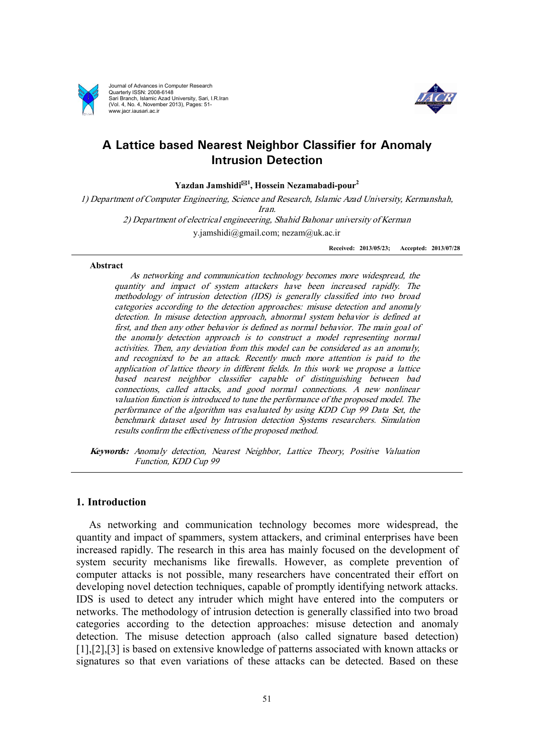# A Lattice based Nearest Neighbor Classifier for Anomaly Intrusion Detection

**Yazdan Jamshidi[1], Hossein Nezamabadi-pour[2]**

*1) Department of Computer Engineering, Science and Research, Islamic Azad University, Kermanshah, Iran.*

*2) Department of electrical engineeering, Shahid Bahonar university of Kerman*

y.jamshidi@gmail.com; nezam@uk.ac.ir

**Received: 2013/05/23; Accepted: 2013/07/28**

### Abstract

*As networking and communication technology becomes more widespread, the quantity and impact of system attackers have been increased rapidly. The methodology of intrusion detection (IDS) is generally classified into two broad categories according to the detection approaches: misuse detection and anomaly detection. In misuse detection approach, abnormal system behavior is defined at first, and then any other behavior is defined as normal behavior. The main goal of the anomaly detection approach is to construct a model representing normal activities. Then, any deviation from this model can be considered as an anomaly, and recognized to be an attack. Recently much more attention is paid to the application of lattice theory in different fields. In this work we propose a lattice based nearest neighbor classifier capable of distinguishing between bad connections, called attacks, and good normal connections. A new nonlinear valuation function is introduced to tune the performance of the proposed model. The performance of the algorithm was evaluated by using KDD Cup 99 Data Set, the benchmark dataset used by Intrusion detection Systems researchers. Simulation results confirm the effectiveness of the proposed method.*

***Keywords:*** *Anomaly detection, Nearest Neighbor, Lattice Theory, Positive Valuation Function, KDD Cup 99*

## 1. Introduction

As networking and communication technology becomes more widespread, the quantity and impact of spammers, system attackers, and criminal enterprises have been increased rapidly. The research in this area has mainly focused on the development of system security mechanisms like firewalls. However, as complete prevention of computer attacks is not possible, many researchers have concentrated their effort on developing novel detection techniques, capable of promptly identifying network attacks. IDS is used to detect any intruder which might have entered into the computers or networks. The methodology of intrusion detection is generally classified into two broad categories according to the detection approaches: misuse detection and anomaly detection. The misuse detection approach (also called signature based detection) [1],[2],[3] is based on extensive knowledge of patterns associated with known attacks or signatures so that even variations of these attacks can be detected. Based on these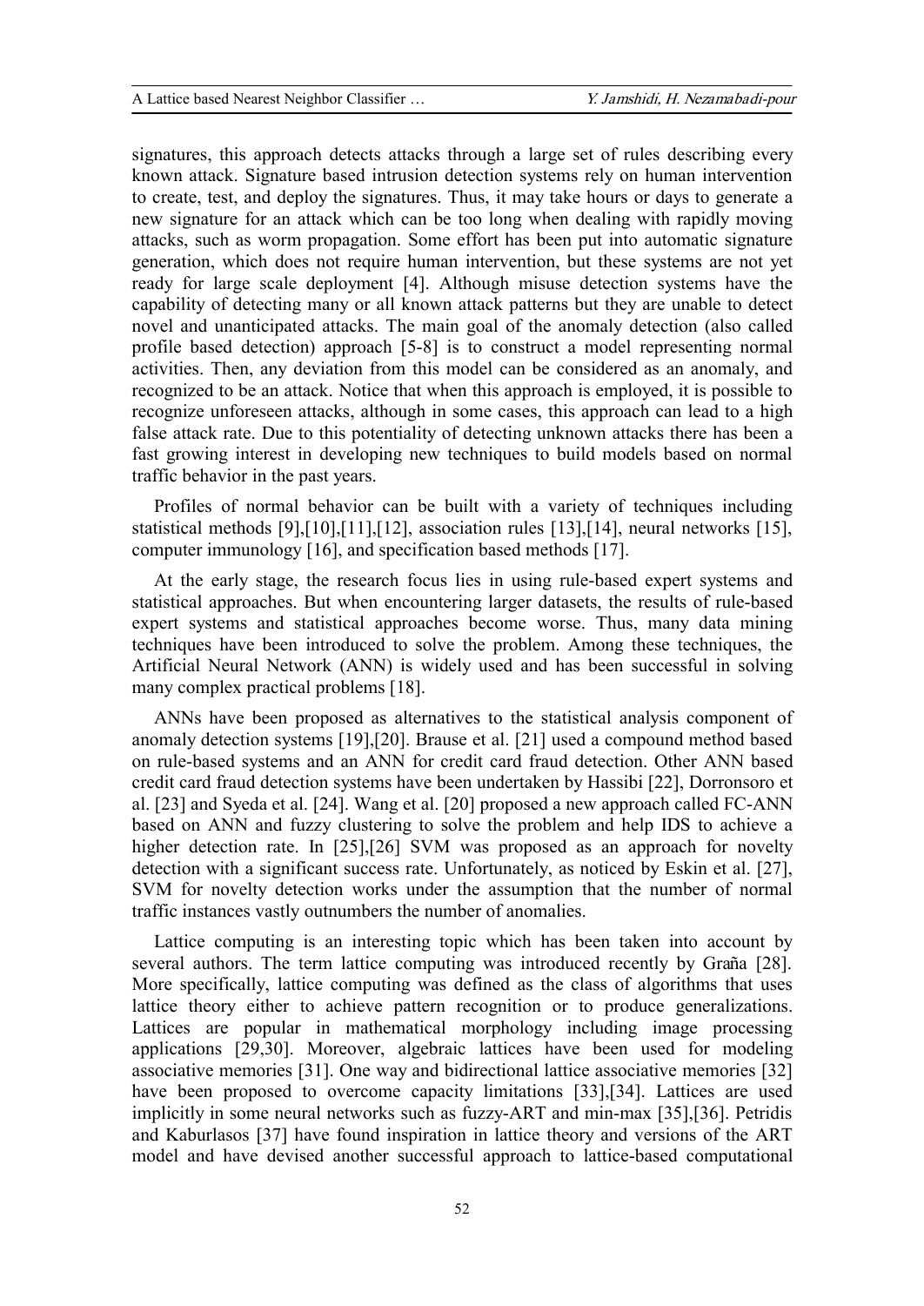signatures, this approach detects attacks through a large set of rules describing every known attack. Signature based intrusion detection systems rely on human intervention to create, test, and deploy the signatures. Thus, it may take hours or days to generate a new signature for an attack which can be too long when dealing with rapidly moving attacks, such as worm propagation. Some effort has been put into automatic signature generation, which does not require human intervention, but these systems are not yet ready for large scale deployment [4]. Although misuse detection systems have the capability of detecting many or all known attack patterns but they are unable to detect novel and unanticipated attacks. The main goal of the anomaly detection (also called profile based detection) approach [5-8] is to construct a model representing normal activities. Then, any deviation from this model can be considered as an anomaly, and recognized to be an attack. Notice that when this approach is employed, it is possible to recognize unforeseen attacks, although in some cases, this approach can lead to a high false attack rate. Due to this potentiality of detecting unknown attacks there has been a fast growing interest in developing new techniques to build models based on normal traffic behavior in the past years.

Profiles of normal behavior can be built with a variety of techniques including statistical methods [9],[10],[11],[12], association rules [13],[14], neural networks [15], computer immunology [16], and specification based methods [17].

At the early stage, the research focus lies in using rule-based expert systems and statistical approaches. But when encountering larger datasets, the results of rule-based expert systems and statistical approaches become worse. Thus, many data mining techniques have been introduced to solve the problem. Among these techniques, the Artificial Neural Network (ANN) is widely used and has been successful in solving many complex practical problems [18].

ANNs have been proposed as alternatives to the statistical analysis component of anomaly detection systems [19],[20]. Brause et al. [21] used a compound method based on rule-based systems and an ANN for credit card fraud detection. Other ANN based credit card fraud detection systems have been undertaken by Hassibi [22], Dorronsoro et al. [23] and Syeda et al. [24]. Wang et al. [20] proposed a new approach called FC-ANN based on ANN and fuzzy clustering to solve the problem and help IDS to achieve a higher detection rate. In [25],[26] SVM was proposed as an approach for novelty detection with a significant success rate. Unfortunately, as noticed by Eskin et al. [27], SVM for novelty detection works under the assumption that the number of normal traffic instances vastly outnumbers the number of anomalies.

Lattice computing is an interesting topic which has been taken into account by several authors. The term lattice computing was introduced recently by Graña [28]. More specifically, lattice computing was defined as the class of algorithms that uses lattice theory either to achieve pattern recognition or to produce generalizations. Lattices are popular in mathematical morphology including image processing applications [29,30]. Moreover, algebraic lattices have been used for modeling associative memories [31]. One way and bidirectional lattice associative memories [32] have been proposed to overcome capacity limitations [33],[34]. Lattices are used implicitly in some neural networks such as fuzzy-ART and min-max [35],[36]. Petridis and Kaburlasos [37] have found inspiration in lattice theory and versions of the ART model and have devised another successful approach to lattice-based computational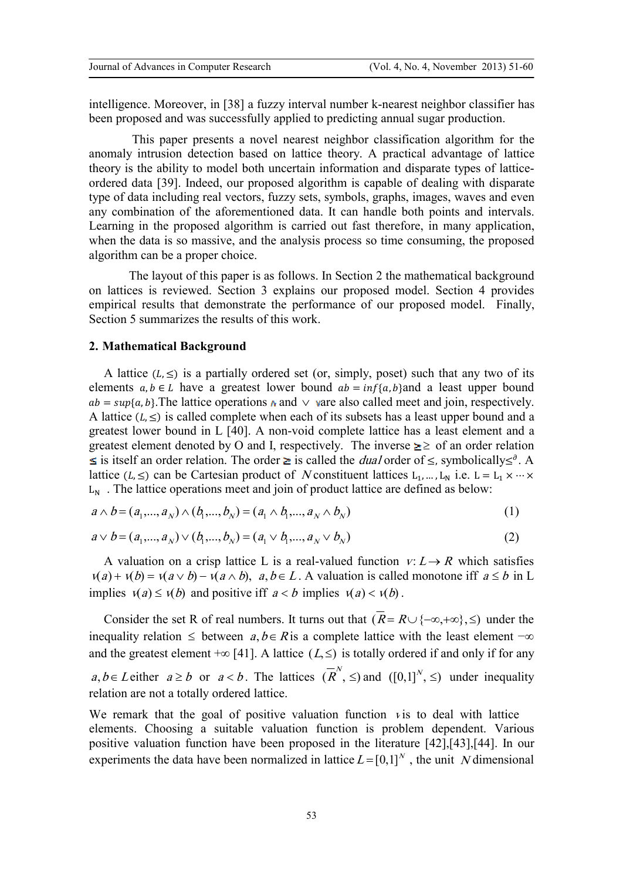intelligence. Moreover, in [38] a fuzzy interval number k-nearest neighbor classifier has been proposed and was successfully applied to predicting annual sugar production.

This paper presents a novel nearest neighbor classification algorithm for the anomaly intrusion detection based on lattice theory. A practical advantage of lattice theory is the ability to model both uncertain information and disparate types of lattice-ordered data [39]. Indeed, our proposed algorithm is capable of dealing with disparate type of data including real vectors, fuzzy sets, symbols, graphs, images, waves and even any combination of the aforementioned data. It can handle both points and intervals. Learning in the proposed algorithm is carried out fast therefore, in many application, when the data is so massive, and the analysis process so time consuming, the proposed algorithm can be a proper choice.

The layout of this paper is as follows. In Section 2 the mathematical background on lattices is reviewed. Section 3 explains our proposed model. Section 4 provides empirical results that demonstrate the performance of our proposed model. Finally, Section 5 summarizes the results of this work.

## 2. Mathematical Background

A lattice $(L, \leq)$ is a partially ordered set (or, simply, poset) such that any two of its elements $a, b \in L$ have a greatest lower bound $ab = inf\{a, b\}$and a least upper bound $ab = sup\{a, b\}$.The lattice operations $\wedge$ and $\vee$ are also called meet and join, respectively. A lattice $(L, \leq)$ is called complete when each of its subsets has a least upper bound and a greatest lower bound in L [40]. A non-void complete lattice has a least element and a greatest element denoted by O and I, respectively. The inverse $\geq$ of an order relation $\leq$ is itself an order relation. The order $\geq$ is called the *dual* order of $\leq$, symbolically$\leq^{\partial}$. A lattice $(L, \leq)$ can be Cartesian product of $N$ constituent lattices $L_1, \ldots, L_N$ i.e. $L = L_1 \times \cdots \times L_N$ . The lattice operations meet and join of product lattice are defined as below:

$$a \wedge b = (a_1, ..., a_N) \wedge (b_1, ..., b_N) = (a_1 \wedge b_1, ..., a_N \wedge b_N) \tag{1}$$

$$a \vee b = (a_1, ..., a_N) \vee (b_1, ..., b_N) = (a_1 \vee b_1, ..., a_N \vee b_N) \tag{2}$$

A valuation on a crisp lattice L is a real-valued function $v: L \rightarrow R$ which satisfies $v(a) + v(b) = v(a \vee b) - v(a \wedge b), \;\; a, b \in L$. A valuation is called monotone iff $a \leq b$ in L implies $v(a) \leq v(b)$ and positive iff $a < b$ implies $v(a) < v(b)$.

Consider the set R of real numbers. It turns out that $(\overline{R} = R \cup \{-\infty, +\infty\}, \leq)$ under the inequality relation $\leq$ between $a, b \in R$is a complete lattice with the least element $-\infty$ and the greatest element $+\infty$ [41]. A lattice $(L, \leq)$ is totally ordered if and only if for any $a, b \in L$either $a \geq b$ or $a < b$. The lattices $(\overline{R}^N, \leq)$ and $([0,1]^N, \leq)$ under inequality relation are not a totally ordered lattice.

We remark that the goal of positive valuation function $v$ is to deal with lattice elements. Choosing a suitable valuation function is problem dependent. Various positive valuation function have been proposed in the literature [42],[43],[44]. In our experiments the data have been normalized in lattice $L = [0,1]^N$ , the unit $N$ dimensional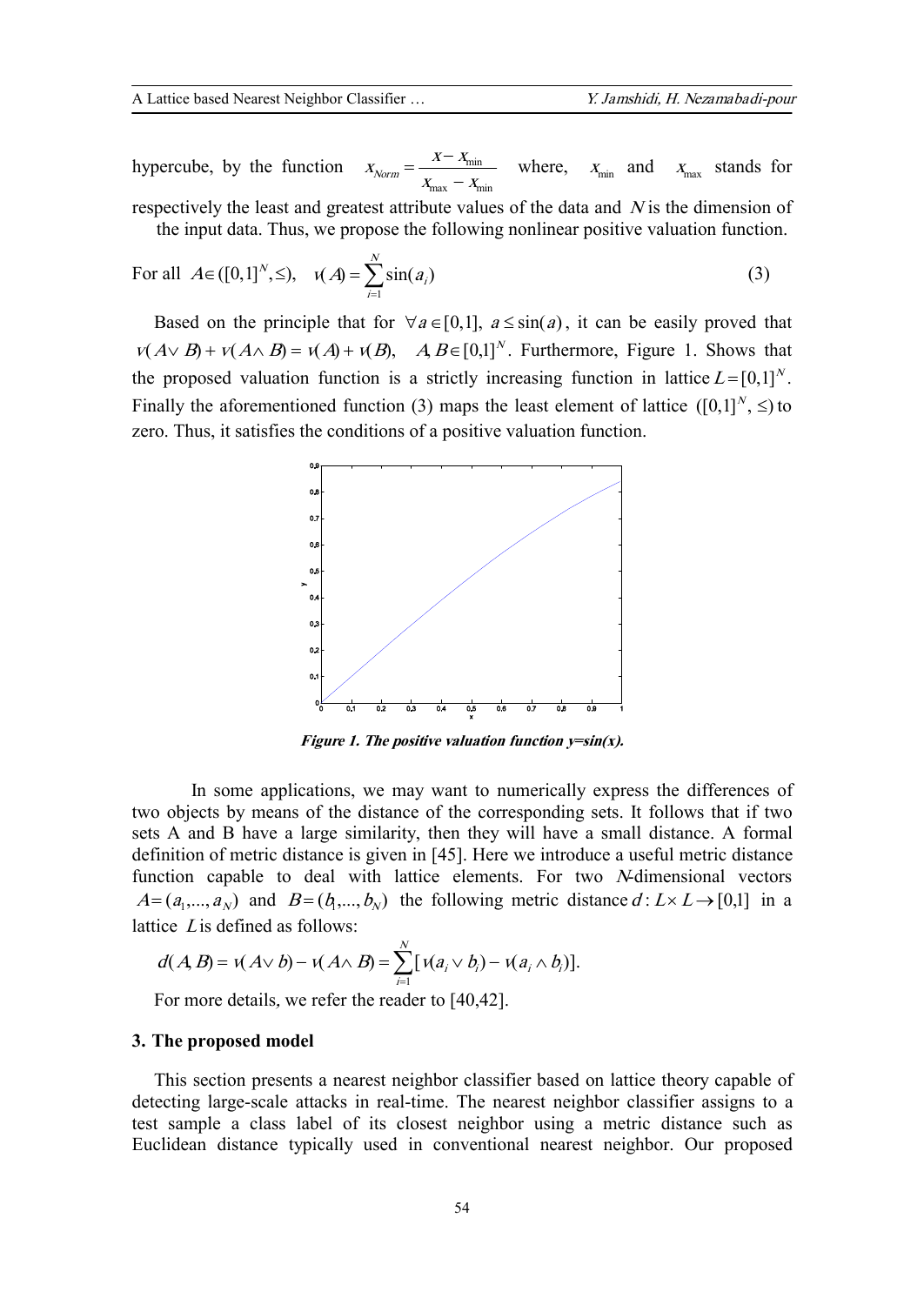hypercube, by the function $x_{Norm} = \dfrac{x - x_{\min}}{x_{\max} - x_{\min}}$ where, $x_{\min}$ and $x_{\max}$ stands for respectively the least and greatest attribute values of the data and $N$ is the dimension of the input data. Thus, we propose the following nonlinear positive valuation function.

$$\text{For all } A \in ([0,1]^N, \leq), \quad v(A) = \sum_{i=1}^{N} \sin(a_i) \tag{3}$$

Based on the principle that for $\forall a \in [0,1],\ a \leq \sin(a)$, it can be easily proved that $v(A \vee B) + v(A \wedge B) = v(A) + v(B), \quad A, B \in [0,1]^N$. Furthermore, Figure 1. Shows that the proposed valuation function is a strictly increasing function in lattice $L = [0,1]^N$. Finally the aforementioned function (3) maps the least element of lattice $([0,1]^N, \leq)$ to zero. Thus, it satisfies the conditions of a positive valuation function.

0.9
0.8
0.7
0.6
0.5
0.4
0.3
0.2
0.1
0
y
0 0.1 0.2 0.3 0.4 0.5 0.6 0.7 0.8 0.9 1
x

***Figure 1. The positive valuation function y=sin(x).***

In some applications, we may want to numerically express the differences of two objects by means of the distance of the corresponding sets. It follows that if two sets A and B have a large similarity, then they will have a small distance. A formal definition of metric distance is given in [45]. Here we introduce a useful metric distance function capable to deal with lattice elements. For two $N$-dimensional vectors $A = (a_1, \ldots, a_N)$ and $B = (b_1, \ldots, b_N)$ the following metric distance $d : L \times L \to [0,1]$ in a lattice $L$ is defined as follows:

$$d(A, B) = v(A \vee b) - v(A \wedge B) = \sum_{i=1}^{N} [v(a_i \vee b_i) - v(a_i \wedge b_i)].$$

For more details, we refer the reader to [40,42].

### 3. The proposed model

This section presents a nearest neighbor classifier based on lattice theory capable of detecting large-scale attacks in real-time. The nearest neighbor classifier assigns to a test sample a class label of its closest neighbor using a metric distance such as Euclidean distance typically used in conventional nearest neighbor. Our proposed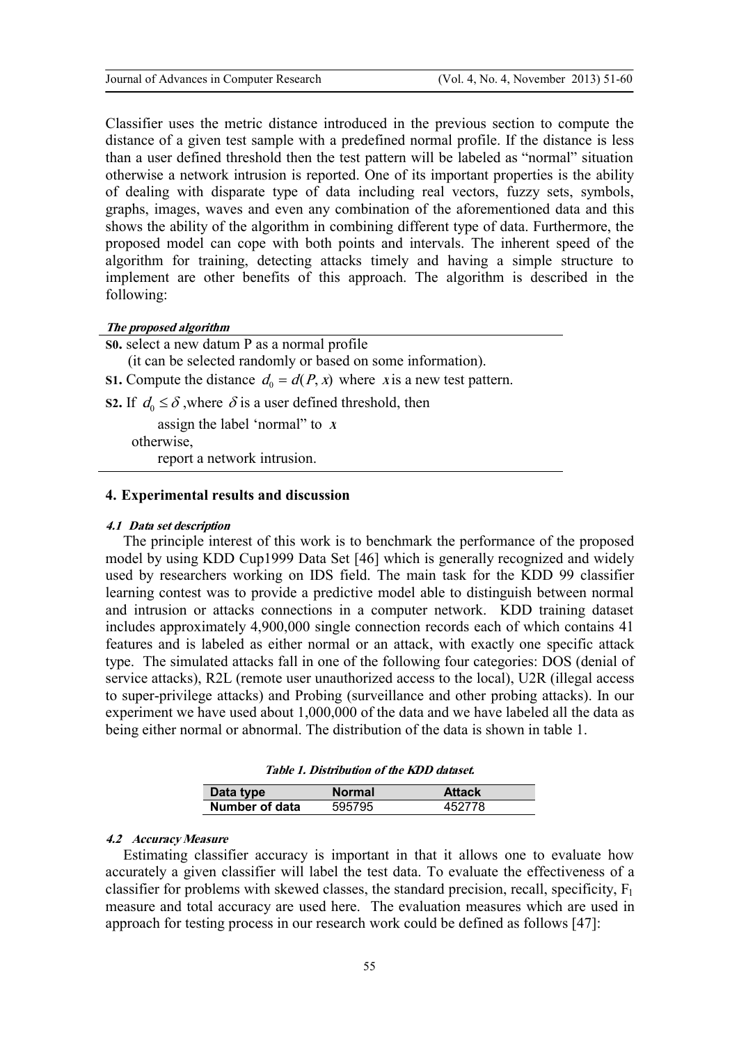Classifier uses the metric distance introduced in the previous section to compute the distance of a given test sample with a predefined normal profile. If the distance is less than a user defined threshold then the test pattern will be labeled as "normal" situation otherwise a network intrusion is reported. One of its important properties is the ability of dealing with disparate type of data including real vectors, fuzzy sets, symbols, graphs, images, waves and even any combination of the aforementioned data and this shows the ability of the algorithm in combining different type of data. Furthermore, the proposed model can cope with both points and intervals. The inherent speed of the algorithm for training, detecting attacks timely and having a simple structure to implement are other benefits of this approach. The algorithm is described in the following:

***The proposed algorithm***

**S0.** select a new datum P as a normal profile
(it can be selected randomly or based on some information).

**S1.** Compute the distance $d_0 = d(P, x)$ where $x$ is a new test pattern.

**S2.** If $d_0 \leq \delta$ ,where $\delta$ is a user defined threshold, then
assign the label 'normal" to $x$
otherwise,
report a network intrusion.

## 4. Experimental results and discussion

### *4.1 Data set description*

The principle interest of this work is to benchmark the performance of the proposed model by using KDD Cup1999 Data Set [46] which is generally recognized and widely used by researchers working on IDS field. The main task for the KDD 99 classifier learning contest was to provide a predictive model able to distinguish between normal and intrusion or attacks connections in a computer network. KDD training dataset includes approximately 4,900,000 single connection records each of which contains 41 features and is labeled as either normal or an attack, with exactly one specific attack type. The simulated attacks fall in one of the following four categories: DOS (denial of service attacks), R2L (remote user unauthorized access to the local), U2R (illegal access to super-privilege attacks) and Probing (surveillance and other probing attacks). In our experiment we have used about 1,000,000 of the data and we have labeled all the data as being either normal or abnormal. The distribution of the data is shown in table 1.

*Table 1. Distribution of the KDD dataset.*

| Data type | Normal | Attack |
|---|---|---|
| Number of data | 595795 | 452778 |

### *4.2 Accuracy Measure*

Estimating classifier accuracy is important in that it allows one to evaluate how accurately a given classifier will label the test data. To evaluate the effectiveness of a classifier for problems with skewed classes, the standard precision, recall, specificity, $F_1$ measure and total accuracy are used here. The evaluation measures which are used in approach for testing process in our research work could be defined as follows [47]: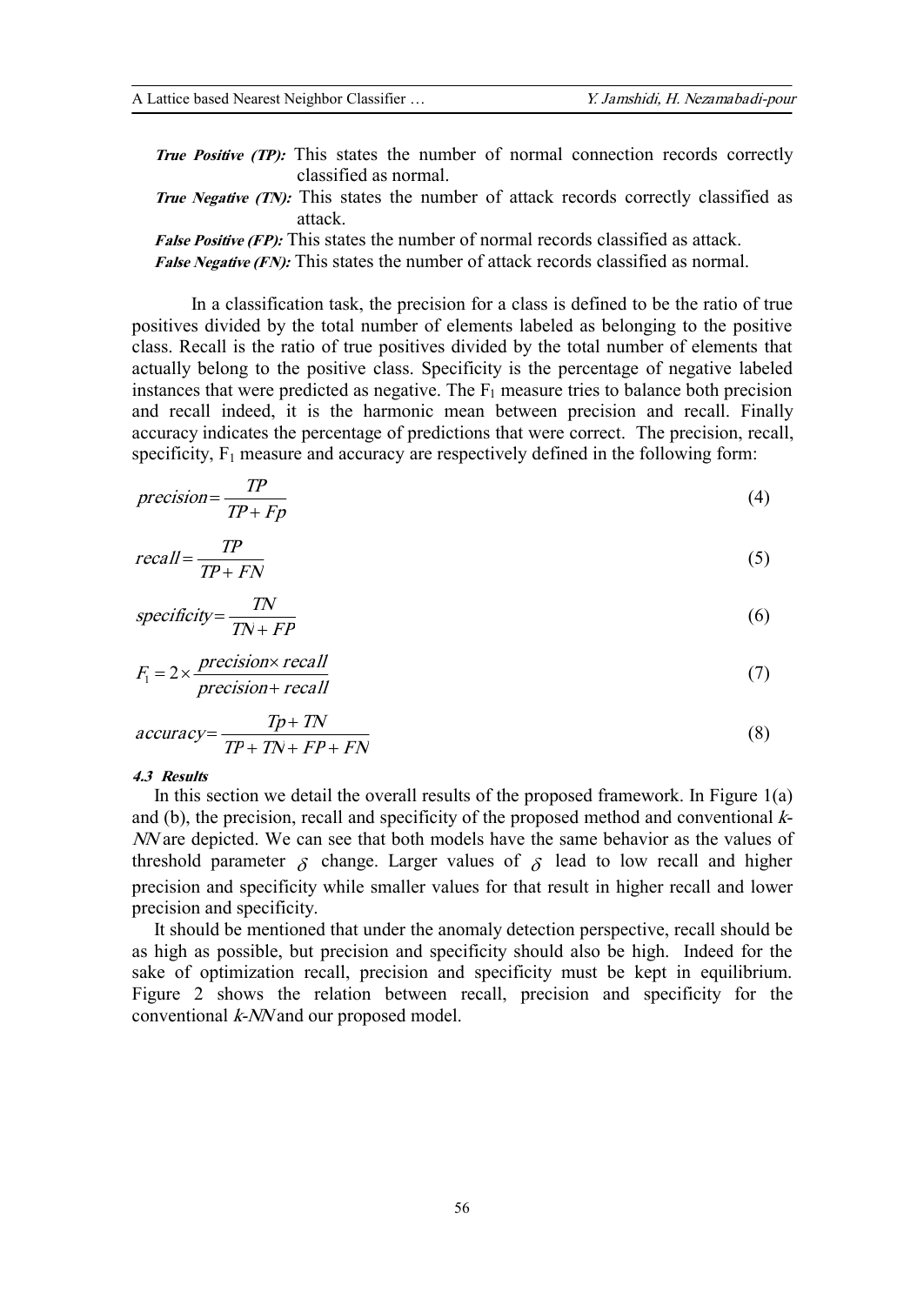***True Positive (TP):*** This states the number of normal connection records correctly classified as normal.

***True Negative (TN):*** This states the number of attack records correctly classified as attack.

***False Positive (FP):*** This states the number of normal records classified as attack.

***False Negative (FN):*** This states the number of attack records classified as normal.

In a classification task, the precision for a class is defined to be the ratio of true positives divided by the total number of elements labeled as belonging to the positive class. Recall is the ratio of true positives divided by the total number of elements that actually belong to the positive class. Specificity is the percentage of negative labeled instances that were predicted as negative. The $F_1$ measure tries to balance both precision and recall indeed, it is the harmonic mean between precision and recall. Finally accuracy indicates the percentage of predictions that were correct. The precision, recall, specificity, $F_1$ measure and accuracy are respectively defined in the following form:

$$precision = \frac{TP}{TP + Fp} \tag{4}$$

$$recall = \frac{TP}{TP + FN} \tag{5}$$

$$specificity = \frac{TN}{TN + FP} \tag{6}$$

$$F_1 = 2 \times \frac{precision \times recall}{precision + recall} \tag{7}$$

$$accuracy = \frac{Tp + TN}{TP + TN + FP + FN} \tag{8}$$

#### *4.3 Results*

In this section we detail the overall results of the proposed framework. In Figure 1(a) and (b), the precision, recall and specificity of the proposed method and conventional *k-NN* are depicted. We can see that both models have the same behavior as the values of threshold parameter $\delta$ change. Larger values of $\delta$ lead to low recall and higher precision and specificity while smaller values for that result in higher recall and lower precision and specificity.

It should be mentioned that under the anomaly detection perspective, recall should be as high as possible, but precision and specificity should also be high. Indeed for the sake of optimization recall, precision and specificity must be kept in equilibrium. Figure 2 shows the relation between recall, precision and specificity for the conventional *k-NN* and our proposed model.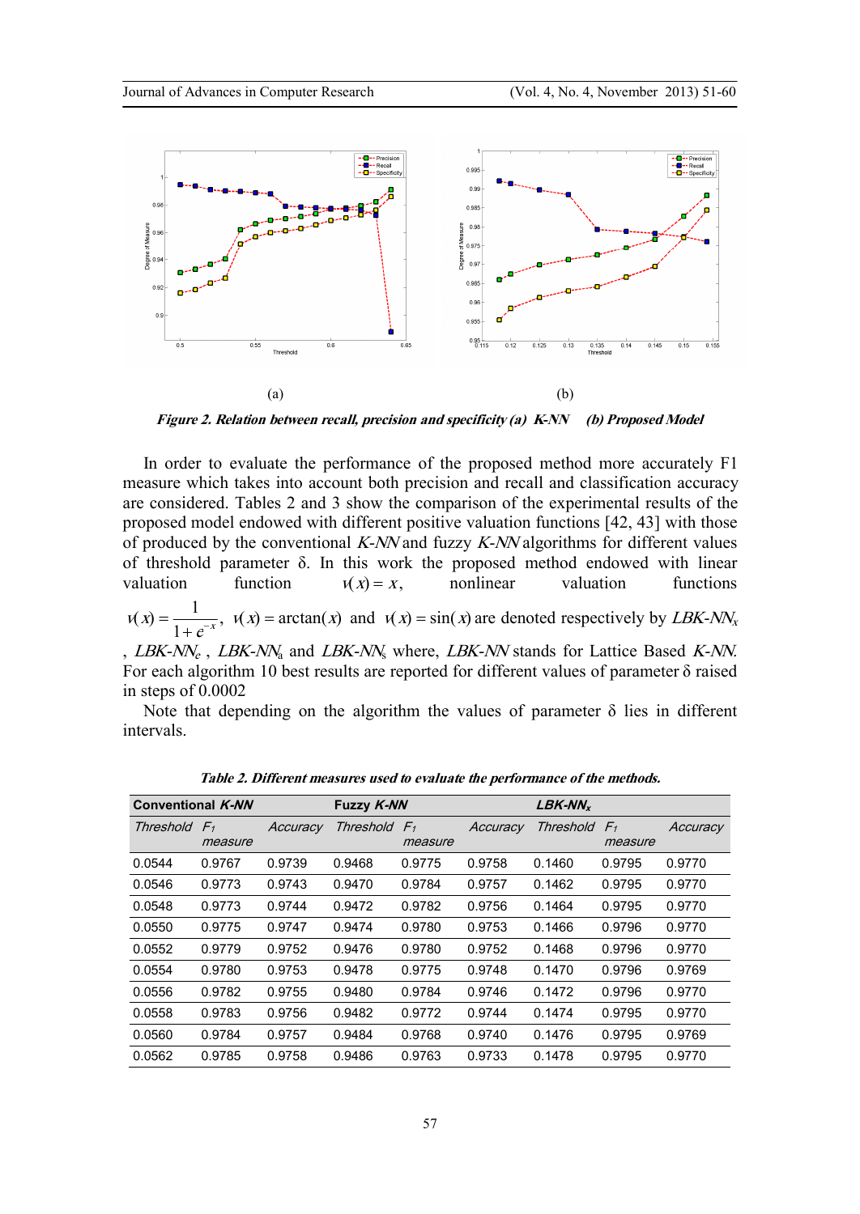Precision
Recall
Specificity
Degree of Measure
Threshold
1
0.98
0.96
0.94
0.92
0.9
0.5
0.55
0.6
0.65

(a)

Precision
Recall
Specificity
Degree of Measure
Threshold
1
0.995
0.99
0.985
0.98
0.975
0.97
0.965
0.96
0.955
0.95
0.115
0.12
0.125
0.13
0.135
0.14
0.145
0.15
0.155

(b)

***Figure 2. Relation between recall, precision and specificity (a) K-NN (b) Proposed Model***

In order to evaluate the performance of the proposed method more accurately F1 measure which takes into account both precision and recall and classification accuracy are considered. Tables 2 and 3 show the comparison of the experimental results of the proposed model endowed with different positive valuation functions [42, 43] with those of produced by the conventional *K-NN* and fuzzy *K-NN* algorithms for different values of threshold parameter δ. In this work the proposed method endowed with linear valuation function $v(x) = x$, nonlinear valuation functions $v(x) = \frac{1}{1+e^{-x}}$, $v(x) = \arctan(x)$ and $v(x) = \sin(x)$ are denoted respectively by $LBK\text{-}NN_x$, $LBK\text{-}NN_e$, $LBK\text{-}NN_a$ and $LBK\text{-}NN_s$ where, *LBK-NN* stands for Lattice Based *K-NN*. For each algorithm 10 best results are reported for different values of parameter δ raised in steps of 0.0002

Note that depending on the algorithm the values of parameter δ lies in different intervals.

***Table 2. Different measures used to evaluate the performance of the methods.***

| **Conventional *K-NN*** | | | **Fuzzy *K-NN*** | | | **$LBK\text{-}NN_x$** | | |
|---|---|---|---|---|---|---|---|---|
| *Threshold* | *$F_1$ measure* | *Accuracy* | *Threshold* | *$F_1$ measure* | *Accuracy* | *Threshold* | *$F_1$ measure* | *Accuracy* |
| 0.0544 | 0.9767 | 0.9739 | 0.9468 | 0.9775 | 0.9758 | 0.1460 | 0.9795 | 0.9770 |
| 0.0546 | 0.9773 | 0.9743 | 0.9470 | 0.9784 | 0.9757 | 0.1462 | 0.9795 | 0.9770 |
| 0.0548 | 0.9773 | 0.9744 | 0.9472 | 0.9782 | 0.9756 | 0.1464 | 0.9795 | 0.9770 |
| 0.0550 | 0.9775 | 0.9747 | 0.9474 | 0.9780 | 0.9753 | 0.1466 | 0.9796 | 0.9770 |
| 0.0552 | 0.9779 | 0.9752 | 0.9476 | 0.9780 | 0.9752 | 0.1468 | 0.9796 | 0.9770 |
| 0.0554 | 0.9780 | 0.9753 | 0.9478 | 0.9775 | 0.9748 | 0.1470 | 0.9796 | 0.9769 |
| 0.0556 | 0.9782 | 0.9755 | 0.9480 | 0.9784 | 0.9746 | 0.1472 | 0.9796 | 0.9770 |
| 0.0558 | 0.9783 | 0.9756 | 0.9482 | 0.9772 | 0.9744 | 0.1474 | 0.9795 | 0.9770 |
| 0.0560 | 0.9784 | 0.9757 | 0.9484 | 0.9768 | 0.9740 | 0.1476 | 0.9795 | 0.9769 |
| 0.0562 | 0.9785 | 0.9758 | 0.9486 | 0.9763 | 0.9733 | 0.1478 | 0.9795 | 0.9770 |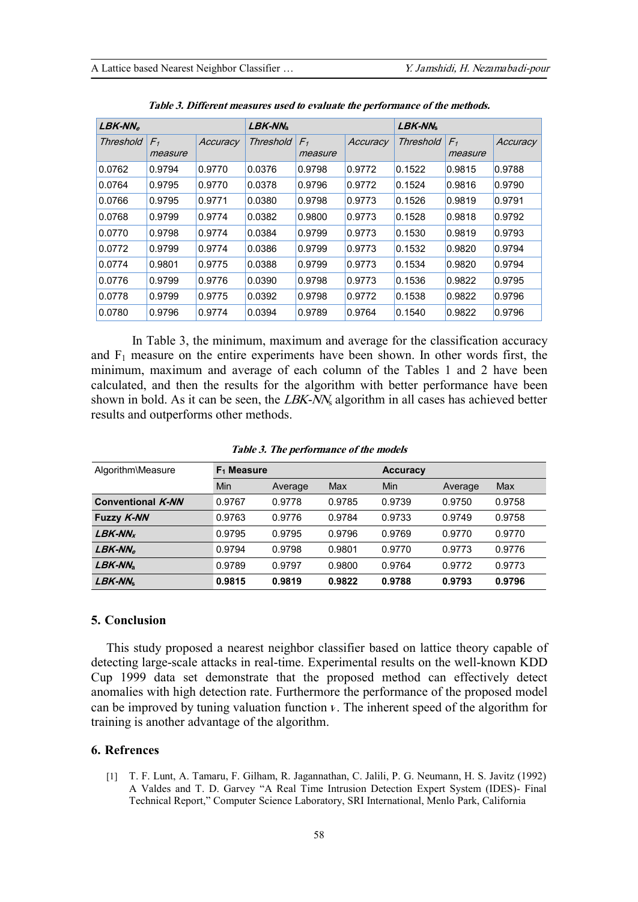*Table 3. Different measures used to evaluate the performance of the methods.*

| *LBK-NN$_e$* | | | *LBK-NN$_a$* | | | *LBK-NN$_s$* | | |
|---|---|---|---|---|---|---|---|---|
| *Threshold* | *$F_1$ measure* | *Accuracy* | *Threshold* | *$F_1$ measure* | *Accuracy* | *Threshold* | *$F_1$ measure* | *Accuracy* |
| 0.0762 | 0.9794 | 0.9770 | 0.0376 | 0.9798 | 0.9772 | 0.1522 | 0.9815 | 0.9788 |
| 0.0764 | 0.9795 | 0.9770 | 0.0378 | 0.9796 | 0.9772 | 0.1524 | 0.9816 | 0.9790 |
| 0.0766 | 0.9795 | 0.9771 | 0.0380 | 0.9798 | 0.9773 | 0.1526 | 0.9819 | 0.9791 |
| 0.0768 | 0.9799 | 0.9774 | 0.0382 | 0.9800 | 0.9773 | 0.1528 | 0.9818 | 0.9792 |
| 0.0770 | 0.9798 | 0.9774 | 0.0384 | 0.9799 | 0.9773 | 0.1530 | 0.9819 | 0.9793 |
| 0.0772 | 0.9799 | 0.9774 | 0.0386 | 0.9799 | 0.9773 | 0.1532 | 0.9820 | 0.9794 |
| 0.0774 | 0.9801 | 0.9775 | 0.0388 | 0.9799 | 0.9773 | 0.1534 | 0.9820 | 0.9794 |
| 0.0776 | 0.9799 | 0.9776 | 0.0390 | 0.9798 | 0.9773 | 0.1536 | 0.9822 | 0.9795 |
| 0.0778 | 0.9799 | 0.9775 | 0.0392 | 0.9798 | 0.9772 | 0.1538 | 0.9822 | 0.9796 |
| 0.0780 | 0.9796 | 0.9774 | 0.0394 | 0.9789 | 0.9764 | 0.1540 | 0.9822 | 0.9796 |

In Table 3, the minimum, maximum and average for the classification accuracy and $F_1$ measure on the entire experiments have been shown. In other words first, the minimum, maximum and average of each column of the Tables 1 and 2 have been calculated, and then the results for the algorithm with better performance have been shown in bold. As it can be seen, the *LBK-NN$_s$* algorithm in all cases has achieved better results and outperforms other methods.

*Table 3. The performance of the models*

| Algorithm\Measure | **$F_1$ Measure** | | | **Accuracy** | | |
|---|---|---|---|---|---|---|
| | Min | Average | Max | Min | Average | Max |
| **Conventional *K-NN*** | 0.9767 | 0.9778 | 0.9785 | 0.9739 | 0.9750 | 0.9758 |
| **Fuzzy *K-NN*** | 0.9763 | 0.9776 | 0.9784 | 0.9733 | 0.9749 | 0.9758 |
| ***LBK-NN$_x$*** | 0.9795 | 0.9795 | 0.9796 | 0.9769 | 0.9770 | 0.9770 |
| ***LBK-NN$_e$*** | 0.9794 | 0.9798 | 0.9801 | 0.9770 | 0.9773 | 0.9776 |
| ***LBK-NN$_a$*** | 0.9789 | 0.9797 | 0.9800 | 0.9764 | 0.9772 | 0.9773 |
| ***LBK-NN$_s$*** | **0.9815** | **0.9819** | **0.9822** | **0.9788** | **0.9793** | **0.9796** |

## 5. Conclusion

This study proposed a nearest neighbor classifier based on lattice theory capable of detecting large-scale attacks in real-time. Experimental results on the well-known KDD Cup 1999 data set demonstrate that the proposed method can effectively detect anomalies with high detection rate. Furthermore the performance of the proposed model can be improved by tuning valuation function $v$. The inherent speed of the algorithm for training is another advantage of the algorithm.

## 6. Refrences

[1] T. F. Lunt, A. Tamaru, F. Gilham, R. Jagannathan, C. Jalili, P. G. Neumann, H. S. Javitz (1992) A Valdes and T. D. Garvey "A Real Time Intrusion Detection Expert System (IDES)- Final Technical Report," Computer Science Laboratory, SRI International, Menlo Park, California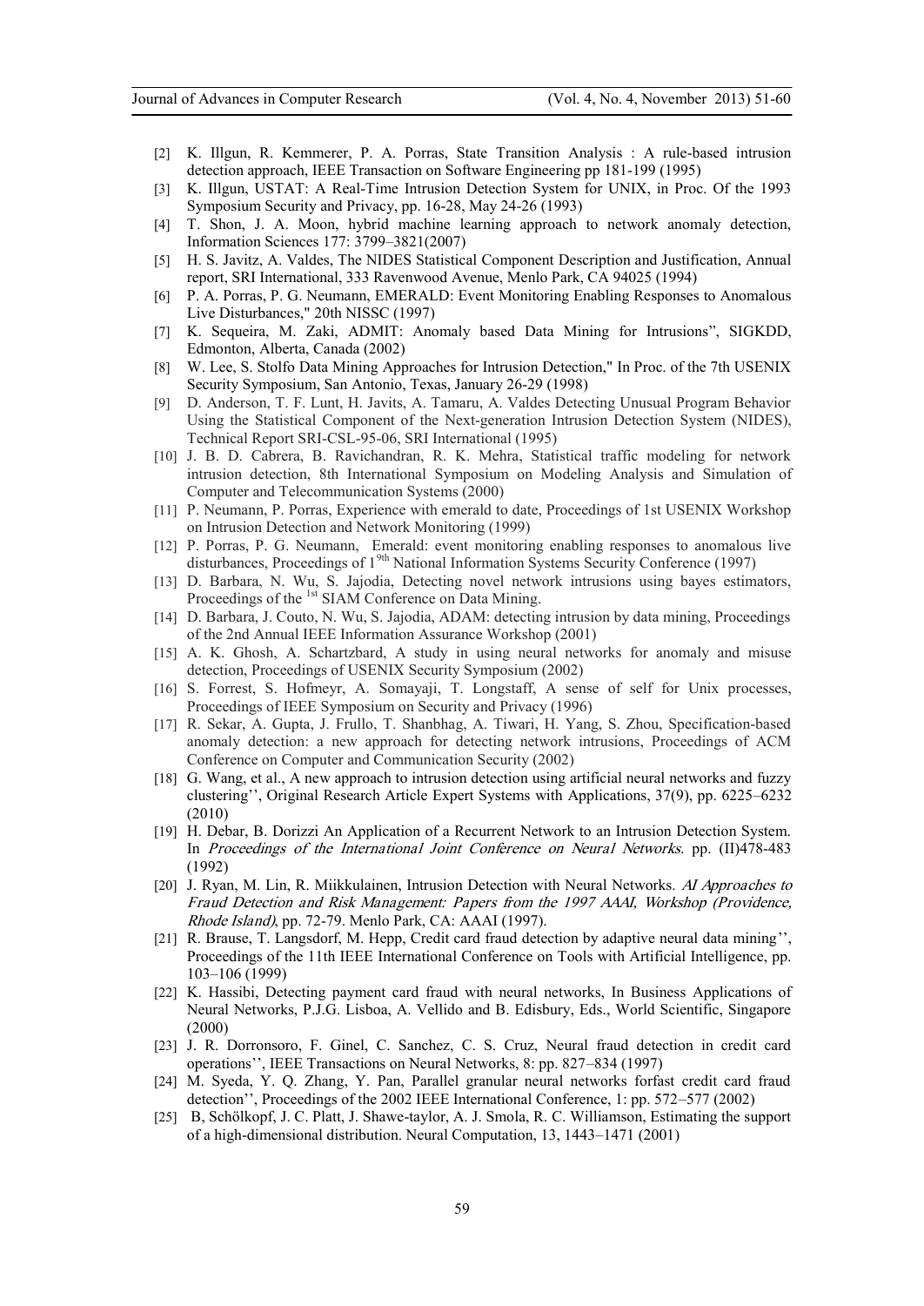[2] K. Illgun, R. Kemmerer, P. A. Porras, State Transition Analysis : A rule-based intrusion detection approach, IEEE Transaction on Software Engineering pp 181-199 (1995)

[3] K. Illgun, USTAT: A Real-Time Intrusion Detection System for UNIX, in Proc. Of the 1993 Symposium Security and Privacy, pp. 16-28, May 24-26 (1993)

[4] T. Shon, J. A. Moon, hybrid machine learning approach to network anomaly detection, Information Sciences 177: 3799–3821(2007)

[5] H. S. Javitz, A. Valdes, The NIDES Statistical Component Description and Justification, Annual report, SRI International, 333 Ravenwood Avenue, Menlo Park, CA 94025 (1994)

[6] P. A. Porras, P. G. Neumann, EMERALD: Event Monitoring Enabling Responses to Anomalous Live Disturbances," 20th NISSC (1997)

[7] K. Sequeira, M. Zaki, ADMIT: Anomaly based Data Mining for Intrusions", SIGKDD, Edmonton, Alberta, Canada (2002)

[8] W. Lee, S. Stolfo Data Mining Approaches for Intrusion Detection," In Proc. of the 7th USENIX Security Symposium, San Antonio, Texas, January 26-29 (1998)

[9] D. Anderson, T. F. Lunt, H. Javits, A. Tamaru, A. Valdes Detecting Unusual Program Behavior Using the Statistical Component of the Next-generation Intrusion Detection System (NIDES), Technical Report SRI-CSL-95-06, SRI International (1995)

[10] J. B. D. Cabrera, B. Ravichandran, R. K. Mehra, Statistical traffic modeling for network intrusion detection, 8th International Symposium on Modeling Analysis and Simulation of Computer and Telecommunication Systems (2000)

[11] P. Neumann, P. Porras, Experience with emerald to date, Proceedings of 1st USENIX Workshop on Intrusion Detection and Network Monitoring (1999)

[12] P. Porras, P. G. Neumann, Emerald: event monitoring enabling responses to anomalous live disturbances, Proceedings of 1[9th] National Information Systems Security Conference (1997)

[13] D. Barbara, N. Wu, S. Jajodia, Detecting novel network intrusions using bayes estimators, Proceedings of the [1st] SIAM Conference on Data Mining.

[14] D. Barbara, J. Couto, N. Wu, S. Jajodia, ADAM: detecting intrusion by data mining, Proceedings of the 2nd Annual IEEE Information Assurance Workshop (2001)

[15] A. K. Ghosh, A. Schartzbard, A study in using neural networks for anomaly and misuse detection, Proceedings of USENIX Security Symposium (2002)

[16] S. Forrest, S. Hofmeyr, A. Somayaji, T. Longstaff, A sense of self for Unix processes, Proceedings of IEEE Symposium on Security and Privacy (1996)

[17] R. Sekar, A. Gupta, J. Frullo, T. Shanbhag, A. Tiwari, H. Yang, S. Zhou, Specification-based anomaly detection: a new approach for detecting network intrusions, Proceedings of ACM Conference on Computer and Communication Security (2002)

[18] G. Wang, et al., A new approach to intrusion detection using artificial neural networks and fuzzy clustering'', Original Research Article Expert Systems with Applications, 37(9), pp. 6225–6232 (2010)

[19] H. Debar, B. Dorizzi An Application of a Recurrent Network to an Intrusion Detection System. In *Proceedings of the International Joint Conference on Neural Networks*. pp. (II)478-483 (1992)

[20] J. Ryan, M. Lin, R. Miikkulainen, Intrusion Detection with Neural Networks. *AI Approaches to Fraud Detection and Risk Management: Papers from the 1997 AAAI, Workshop (Providence, Rhode Island)*, pp. 72-79. Menlo Park, CA: AAAI (1997).

[21] R. Brause, T. Langsdorf, M. Hepp, Credit card fraud detection by adaptive neural data mining'', Proceedings of the 11th IEEE International Conference on Tools with Artificial Intelligence, pp. 103–106 (1999)

[22] K. Hassibi, Detecting payment card fraud with neural networks, In Business Applications of Neural Networks, P.J.G. Lisboa, A. Vellido and B. Edisbury, Eds., World Scientific, Singapore (2000)

[23] J. R. Dorronsoro, F. Ginel, C. Sanchez, C. S. Cruz, Neural fraud detection in credit card operations'', IEEE Transactions on Neural Networks, 8: pp. 827–834 (1997)

[24] M. Syeda, Y. Q. Zhang, Y. Pan, Parallel granular neural networks forfast credit card fraud detection'', Proceedings of the 2002 IEEE International Conference, 1: pp. 572–577 (2002)

[25] B, Schölkopf, J. C. Platt, J. Shawe-taylor, A. J. Smola, R. C. Williamson, Estimating the support of a high-dimensional distribution. Neural Computation, 13, 1443–1471 (2001)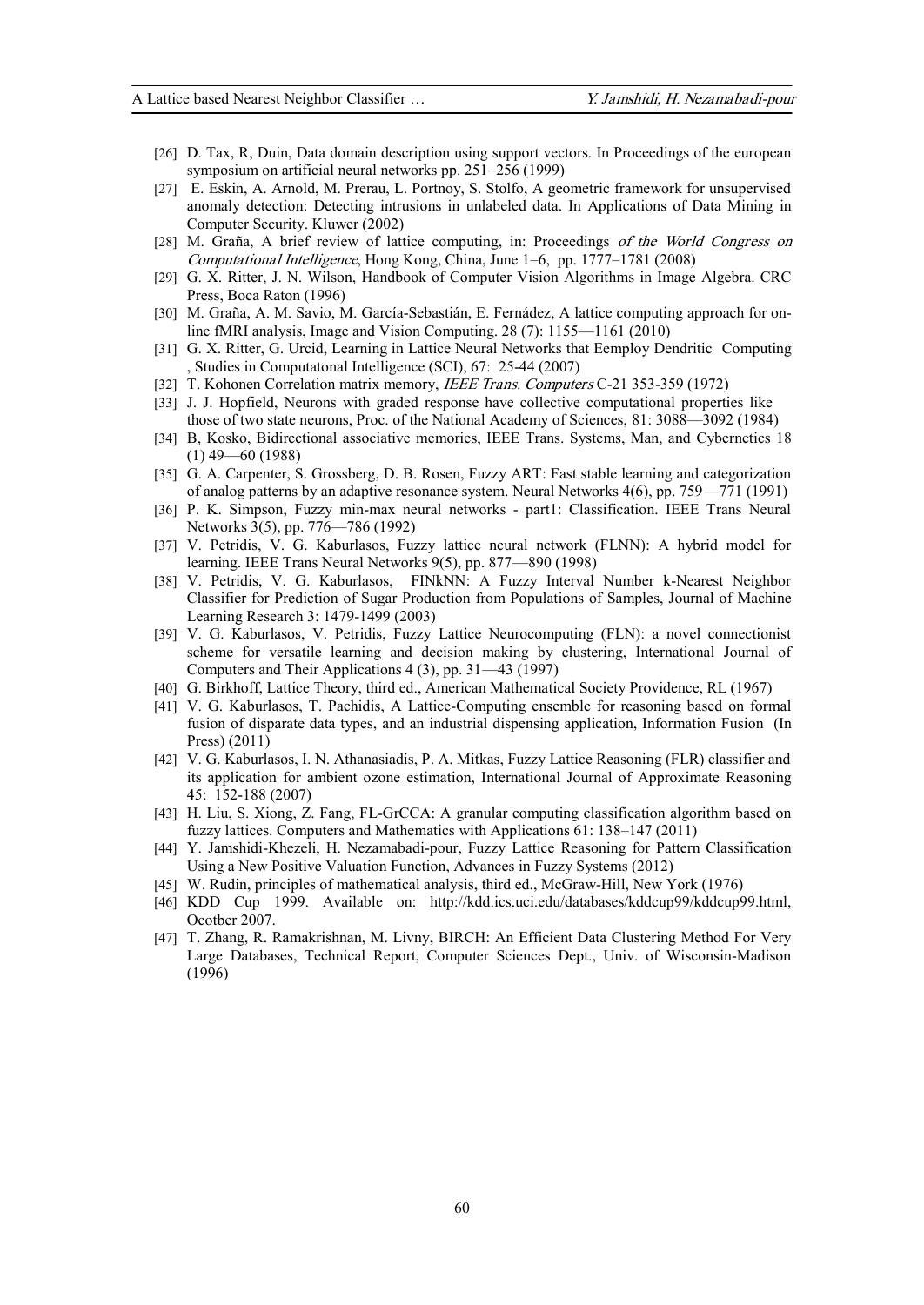[26] D. Tax, R, Duin, Data domain description using support vectors. In Proceedings of the european symposium on artificial neural networks pp. 251–256 (1999)

[27] E. Eskin, A. Arnold, M. Prerau, L. Portnoy, S. Stolfo, A geometric framework for unsupervised anomaly detection: Detecting intrusions in unlabeled data. In Applications of Data Mining in Computer Security. Kluwer (2002)

[28] M. Graña, A brief review of lattice computing, in: Proceedings *of the World Congress on Computational Intelligence*, Hong Kong, China, June 1–6, pp. 1777–1781 (2008)

[29] G. X. Ritter, J. N. Wilson, Handbook of Computer Vision Algorithms in Image Algebra. CRC Press, Boca Raton (1996)

[30] M. Graña, A. M. Savio, M. García-Sebastián, E. Fernádez, A lattice computing approach for on-line fMRI analysis, Image and Vision Computing. 28 (7): 1155—1161 (2010)

[31] G. X. Ritter, G. Urcid, Learning in Lattice Neural Networks that Eemploy Dendritic Computing , Studies in Computatonal Intelligence (SCI), 67: 25-44 (2007)

[32] T. Kohonen Correlation matrix memory, *IEEE Trans. Computers* C-21 353-359 (1972)

[33] J. J. Hopfield, Neurons with graded response have collective computational properties like those of two state neurons, Proc. of the National Academy of Sciences, 81: 3088—3092 (1984)

[34] B, Kosko, Bidirectional associative memories, IEEE Trans. Systems, Man, and Cybernetics 18 (1) 49—60 (1988)

[35] G. A. Carpenter, S. Grossberg, D. B. Rosen, Fuzzy ART: Fast stable learning and categorization of analog patterns by an adaptive resonance system. Neural Networks 4(6), pp. 759—771 (1991)

[36] P. K. Simpson, Fuzzy min-max neural networks - part1: Classification. IEEE Trans Neural Networks 3(5), pp. 776—786 (1992)

[37] V. Petridis, V. G. Kaburlasos, Fuzzy lattice neural network (FLNN): A hybrid model for learning. IEEE Trans Neural Networks 9(5), pp. 877—890 (1998)

[38] V. Petridis, V. G. Kaburlasos, FINkNN: A Fuzzy Interval Number k-Nearest Neighbor Classifier for Prediction of Sugar Production from Populations of Samples, Journal of Machine Learning Research 3: 1479-1499 (2003)

[39] V. G. Kaburlasos, V. Petridis, Fuzzy Lattice Neurocomputing (FLN): a novel connectionist scheme for versatile learning and decision making by clustering, International Journal of Computers and Their Applications 4 (3), pp. 31—43 (1997)

[40] G. Birkhoff, Lattice Theory, third ed., American Mathematical Society Providence, RL (1967)

[41] V. G. Kaburlasos, T. Pachidis, A Lattice-Computing ensemble for reasoning based on formal fusion of disparate data types, and an industrial dispensing application, Information Fusion (In Press) (2011)

[42] V. G. Kaburlasos, I. N. Athanasiadis, P. A. Mitkas, Fuzzy Lattice Reasoning (FLR) classifier and its application for ambient ozone estimation, International Journal of Approximate Reasoning 45: 152-188 (2007)

[43] H. Liu, S. Xiong, Z. Fang, FL-GrCCA: A granular computing classification algorithm based on fuzzy lattices. Computers and Mathematics with Applications 61: 138–147 (2011)

[44] Y. Jamshidi-Khezeli, H. Nezamabadi-pour, Fuzzy Lattice Reasoning for Pattern Classification Using a New Positive Valuation Function, Advances in Fuzzy Systems (2012)

[45] W. Rudin, principles of mathematical analysis, third ed., McGraw-Hill, New York (1976)

[46] KDD Cup 1999. Available on: http://kdd.ics.uci.edu/databases/kddcup99/kddcup99.html, Ocotber 2007.

[47] T. Zhang, R. Ramakrishnan, M. Livny, BIRCH: An Efficient Data Clustering Method For Very Large Databases, Technical Report, Computer Sciences Dept., Univ. of Wisconsin-Madison (1996)